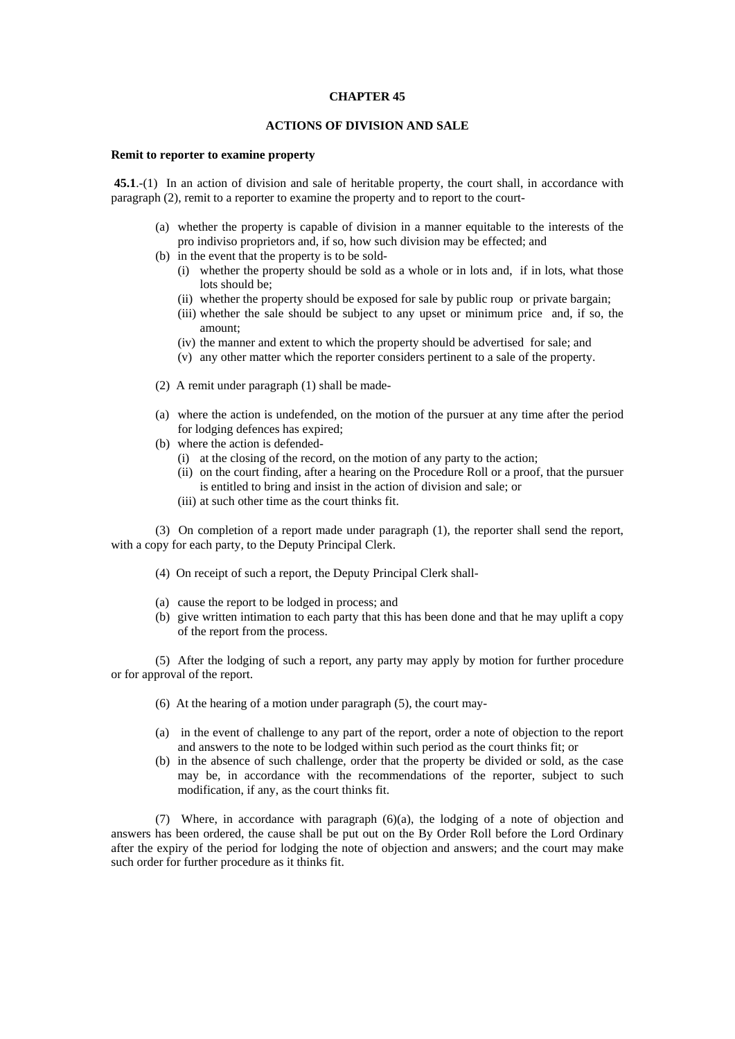# CHAPTER 45

## ACTIONS OF DIVISION AND SALE

**Remit to reporter to examine property**

**45.1**.-(1) In an action of division and sale of heritable property, the court shall, in accordance with paragraph (2), remit to a reporter to examine the property and to report to the court-

- (a) whether the property is capable of division in a manner equitable to the interests of the pro indiviso proprietors and, if so, how such division may be effected; and
- (b) in the event that the property is to be sold-
    - (i) whether the property should be sold as a whole or in lots and, if in lots, what those lots should be;
    - (ii) whether the property should be exposed for sale by public roup or private bargain;
    - (iii) whether the sale should be subject to any upset or minimum price and, if so, the amount;
    - (iv) the manner and extent to which the property should be advertised for sale; and
    - (v) any other matter which the reporter considers pertinent to a sale of the property.

(2) A remit under paragraph (1) shall be made-

- (a) where the action is undefended, on the motion of the pursuer at any time after the period for lodging defences has expired;
- (b) where the action is defended-
    - (i) at the closing of the record, on the motion of any party to the action;
    - (ii) on the court finding, after a hearing on the Procedure Roll or a proof, that the pursuer is entitled to bring and insist in the action of division and sale; or
    - (iii) at such other time as the court thinks fit.

(3) On completion of a report made under paragraph (1), the reporter shall send the report, with a copy for each party, to the Deputy Principal Clerk.

(4) On receipt of such a report, the Deputy Principal Clerk shall-

- (a) cause the report to be lodged in process; and
- (b) give written intimation to each party that this has been done and that he may uplift a copy of the report from the process.

(5) After the lodging of such a report, any party may apply by motion for further procedure or for approval of the report.

(6) At the hearing of a motion under paragraph (5), the court may-

- (a) in the event of challenge to any part of the report, order a note of objection to the report and answers to the note to be lodged within such period as the court thinks fit; or
- (b) in the absence of such challenge, order that the property be divided or sold, as the case may be, in accordance with the recommendations of the reporter, subject to such modification, if any, as the court thinks fit.

(7) Where, in accordance with paragraph (6)(a), the lodging of a note of objection and answers has been ordered, the cause shall be put out on the By Order Roll before the Lord Ordinary after the expiry of the period for lodging the note of objection and answers; and the court may make such order for further procedure as it thinks fit.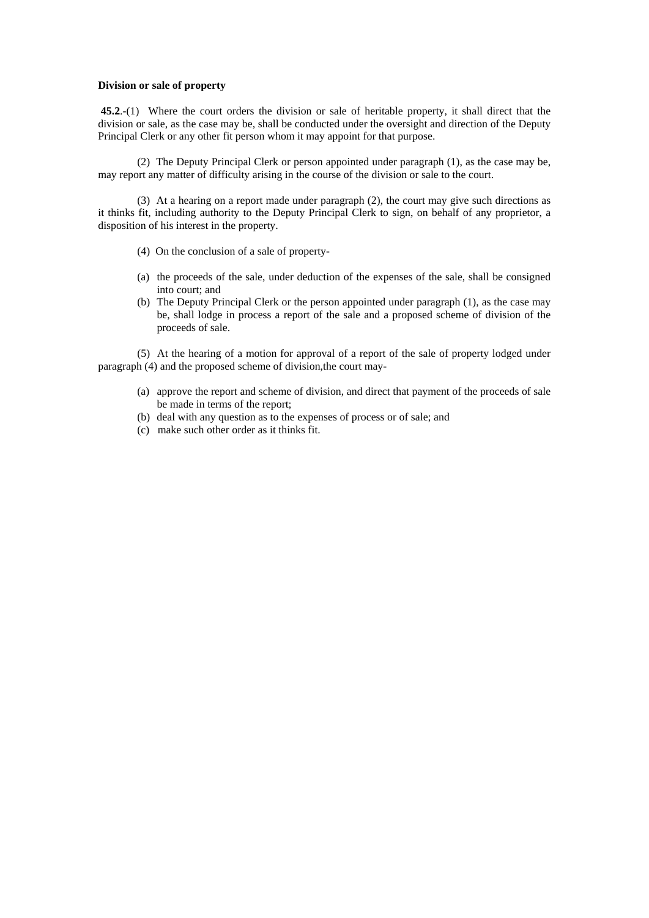**Division or sale of property**

**45.2**.-(1) Where the court orders the division or sale of heritable property, it shall direct that the division or sale, as the case may be, shall be conducted under the oversight and direction of the Deputy Principal Clerk or any other fit person whom it may appoint for that purpose.

(2) The Deputy Principal Clerk or person appointed under paragraph (1), as the case may be, may report any matter of difficulty arising in the course of the division or sale to the court.

(3) At a hearing on a report made under paragraph (2), the court may give such directions as it thinks fit, including authority to the Deputy Principal Clerk to sign, on behalf of any proprietor, a disposition of his interest in the property.

(4) On the conclusion of a sale of property-

(a) the proceeds of the sale, under deduction of the expenses of the sale, shall be consigned into court; and
(b) The Deputy Principal Clerk or the person appointed under paragraph (1), as the case may be, shall lodge in process a report of the sale and a proposed scheme of division of the proceeds of sale.

(5) At the hearing of a motion for approval of a report of the sale of property lodged under paragraph (4) and the proposed scheme of division,the court may-

(a) approve the report and scheme of division, and direct that payment of the proceeds of sale be made in terms of the report;
(b) deal with any question as to the expenses of process or of sale; and
(c) make such other order as it thinks fit.